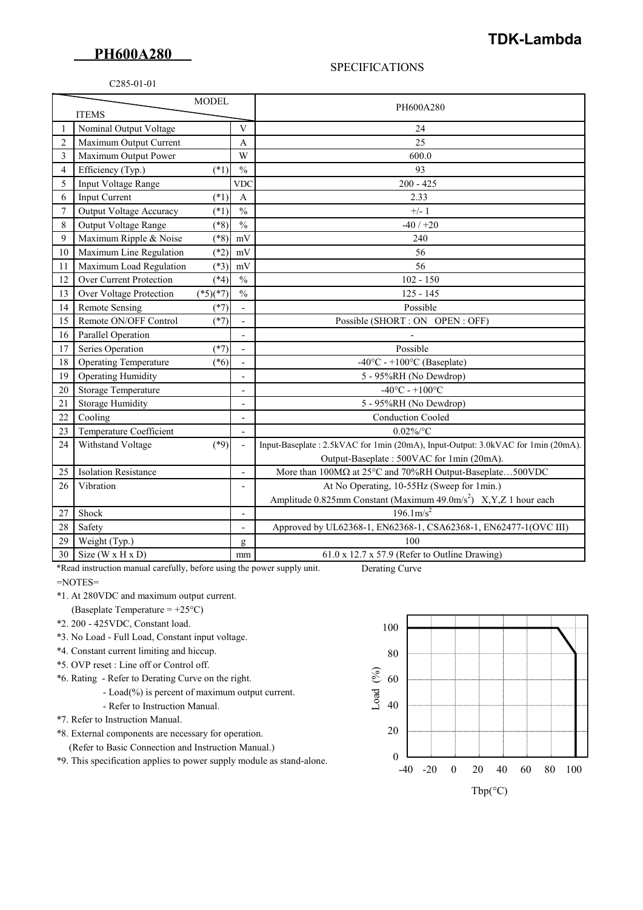# PH600A280

**TDK-Lambda**

SPECIFICATIONS

C285-01-01

| | ITEMS / MODEL | | | PH600A280 |
|---|---|---|---|---|
| 1 | Nominal Output Voltage | | V | 24 |
| 2 | Maximum Output Current | | A | 25 |
| 3 | Maximum Output Power | | W | 600.0 |
| 4 | Efficiency (Typ.) | (*1) | % | 93 |
| 5 | Input Voltage Range | | VDC | 200 - 425 |
| 6 | Input Current | (*1) | A | 2.33 |
| 7 | Output Voltage Accuracy | (*1) | % | +/- 1 |
| 8 | Output Voltage Range | (*8) | % | -40 / +20 |
| 9 | Maximum Ripple & Noise | (*8) | mV | 240 |
| 10 | Maximum Line Regulation | (*2) | mV | 56 |
| 11 | Maximum Load Regulation | (*3) | mV | 56 |
| 12 | Over Current Protection | (*4) | % | 102 - 150 |
| 13 | Over Voltage Protection | (*5)(*7) | % | 125 - 145 |
| 14 | Remote Sensing | (*7) | - | Possible |
| 15 | Remote ON/OFF Control | (*7) | - | Possible (SHORT : ON OPEN : OFF) |
| 16 | Parallel Operation | | - | - |
| 17 | Series Operation | (*7) | - | Possible |
| 18 | Operating Temperature | (*6) | - | -40°C - +100°C (Baseplate) |
| 19 | Operating Humidity | | - | 5 - 95%RH (No Dewdrop) |
| 20 | Storage Temperature | | - | -40°C - +100°C |
| 21 | Storage Humidity | | - | 5 - 95%RH (No Dewdrop) |
| 22 | Cooling | | - | Conduction Cooled |
| 23 | Temperature Coefficient | | - | 0.02%/°C |
| 24 | Withstand Voltage | (*9) | - | Input-Baseplate : 2.5kVAC for 1min (20mA), Input-Output: 3.0kVAC for 1min (20mA). Output-Baseplate : 500VAC for 1min (20mA). |
| 25 | Isolation Resistance | | - | More than 100MΩ at 25°C and 70%RH Output-Baseplate…500VDC |
| 26 | Vibration | | - | At No Operating, 10-55Hz (Sweep for 1min.) Amplitude 0.825mm Constant (Maximum 49.0m/s$^2$) X,Y,Z 1 hour each |
| 27 | Shock | | - | 196.1m/s$^2$ |
| 28 | Safety | | - | Approved by UL62368-1, EN62368-1, CSA62368-1, EN62477-1(OVC III) |
| 29 | Weight (Typ.) | | g | 100 |
| 30 | Size (W x H x D) | | mm | 61.0 x 12.7 x 57.9 (Refer to Outline Drawing) |

*Read instruction manual carefully, before using the power supply unit.

=NOTES=

*1. At 280VDC and maximum output current.
(Baseplate Temperature = +25°C)

*2. 200 - 425VDC, Constant load.

*3. No Load - Full Load, Constant input voltage.

*4. Constant current limiting and hiccup.

*5. OVP reset : Line off or Control off.

*6. Rating - Refer to Derating Curve on the right.
- Load(%) is percent of maximum output current.
- Refer to Instruction Manual.

*7. Refer to Instruction Manual.

*8. External components are necessary for operation.
(Refer to Basic Connection and Instruction Manual.)

*9. This specification applies to power supply module as stand-alone.

Derating Curve

Load (%) vs Tbp(°C): 100% from -40 to 85, decreasing to 80% at 100.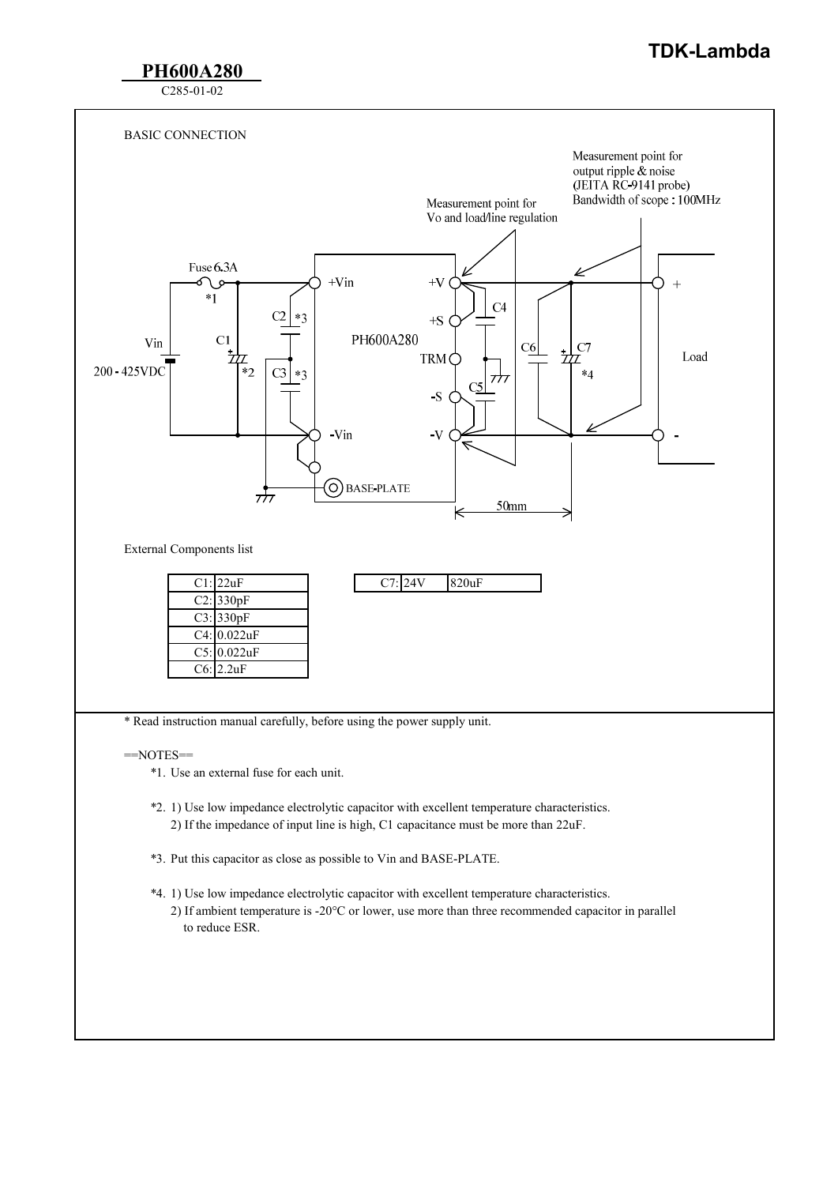# PH600A280

C285-01-02

BASIC CONNECTION

Measurement point for
output ripple & noise
(JEITA RC-9141 probe)
Bandwidth of scope : 100MHz

Measurement point for
Vo and load/line regulation

Fuse 6.3A
*1
Vin
200 - 425VDC
C1
*2
C2 *3
C3 *3
+Vin
-Vin
BASE-PLATE
PH600A280
+V
+S
TRM
-S
-V
C4
C5
C6
C7
*4
Load
+
-
50mm

External Components list

| | |
|---|---|
| C1: | 22uF |
| C2: | 330pF |
| C3: | 330pF |
| C4: | 0.022uF |
| C5: | 0.022uF |
| C6: | 2.2uF |

| | | |
|---|---|---|
| C7: | 24V | 820uF |

\* Read instruction manual carefully, before using the power supply unit.

==NOTES==

*1. Use an external fuse for each unit.

*2. 1) Use low impedance electrolytic capacitor with excellent temperature characteristics.
 2) If the impedance of input line is high, C1 capacitance must be more than 22uF.

*3. Put this capacitor as close as possible to Vin and BASE-PLATE.

*4. 1) Use low impedance electrolytic capacitor with excellent temperature characteristics.
 2) If ambient temperature is -20°C or lower, use more than three recommended capacitor in parallel to reduce ESR.